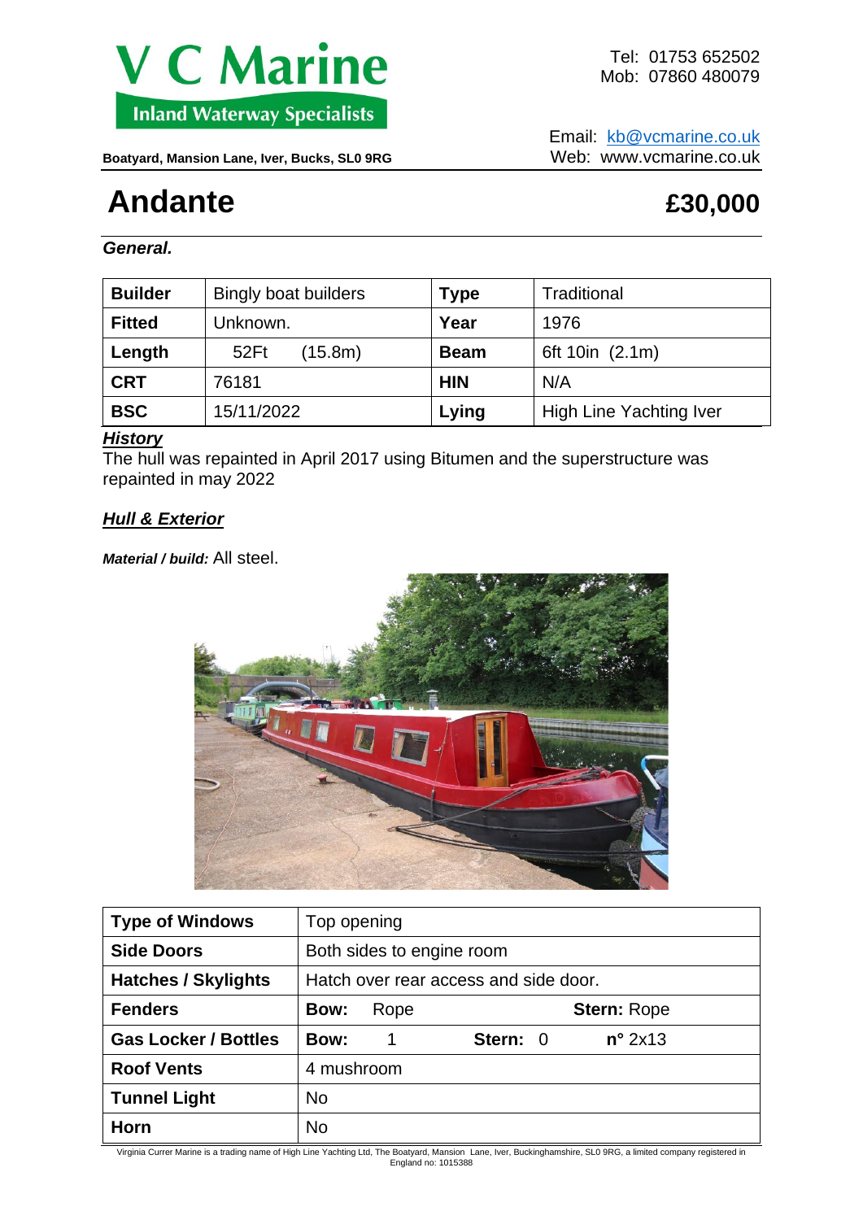# V C Marine

**Inland Waterway Specialists**

Tel: 01753 652502
Mob: 07860 480079

**Boatyard, Mansion Lane, Iver, Bucks, SL0 9RG**

Email: kb@vcmarine.co.uk
Web: www.vcmarine.co.uk

# Andante **£30,000**

***General.***

| **Builder** | Bingly boat builders | **Type** | Traditional |
|---|---|---|---|
| **Fitted** | Unknown. | **Year** | 1976 |
| **Length** | 52Ft (15.8m) | **Beam** | 6ft 10in (2.1m) |
| **CRT** | 76181 | **HIN** | N/A |
| **BSC** | 15/11/2022 | **Lying** | High Line Yachting Iver |

***History***

The hull was repainted in April 2017 using Bitumen and the superstructure was repainted in may 2022

***Hull & Exterior***

***Material / build:*** All steel.

| **Type of Windows** | Top opening |
|---|---|
| **Side Doors** | Both sides to engine room |
| **Hatches / Skylights** | Hatch over rear access and side door. |
| **Fenders** | **Bow:** Rope **Stern:** Rope |
| **Gas Locker / Bottles** | **Bow:** 1 **Stern:** 0 **n°** 2x13 |
| **Roof Vents** | 4 mushroom |
| **Tunnel Light** | No |
| **Horn** | No |

Virginia Currer Marine is a trading name of High Line Yachting Ltd, The Boatyard, Mansion Lane, Iver, Buckinghamshire, SL0 9RG, a limited company registered in England no: 1015388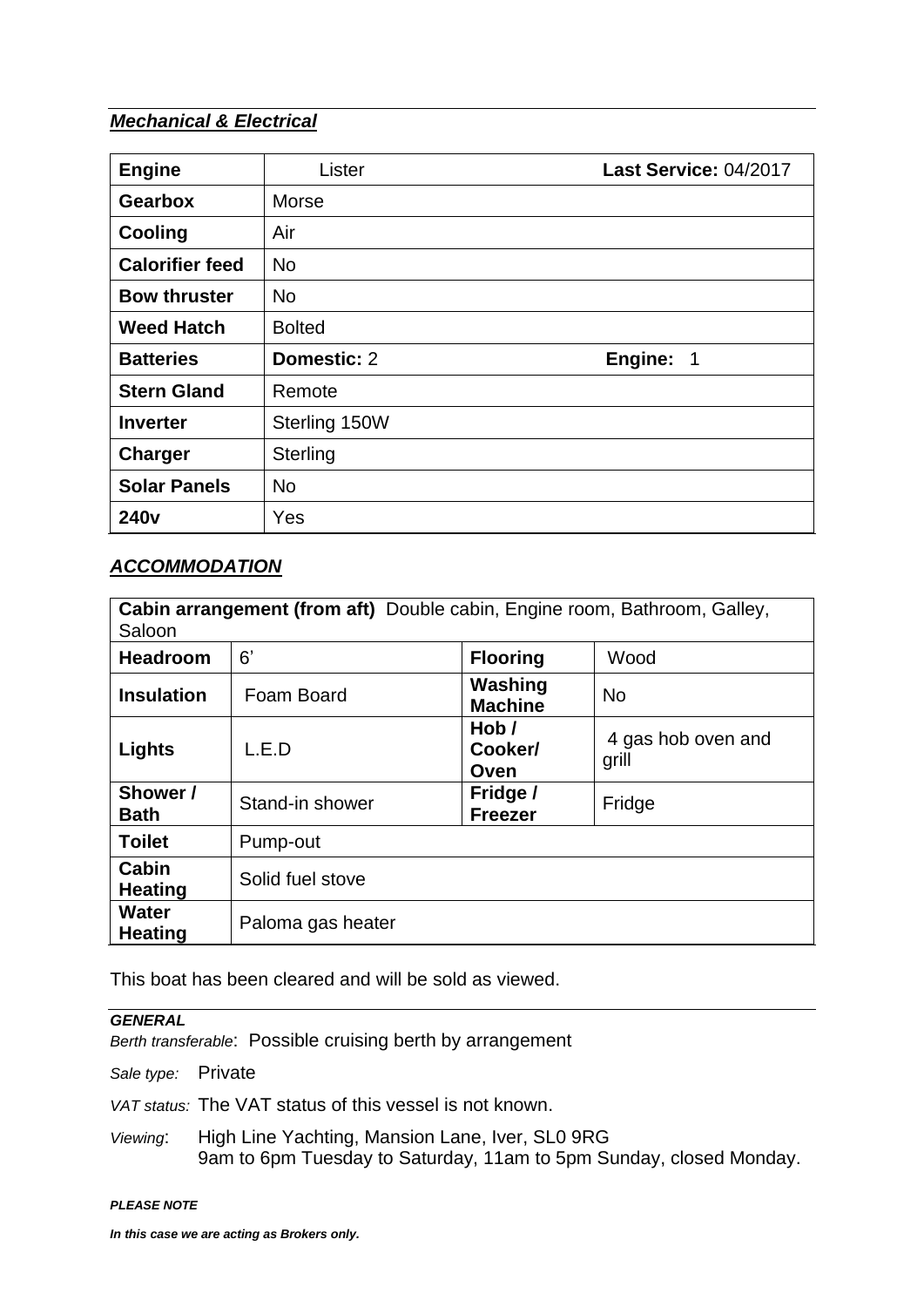***Mechanical & Electrical***

| **Engine** | Lister | **Last Service:** 04/2017 |
|---|---|---|
| **Gearbox** | Morse | |
| **Cooling** | Air | |
| **Calorifier feed** | No | |
| **Bow thruster** | No | |
| **Weed Hatch** | Bolted | |
| **Batteries** | **Domestic:** 2 | **Engine:** 1 |
| **Stern Gland** | Remote | |
| **Inverter** | Sterling 150W | |
| **Charger** | Sterling | |
| **Solar Panels** | No | |
| **240v** | Yes | |

***ACCOMMODATION***

| **Cabin arrangement (from aft)** Double cabin, Engine room, Bathroom, Galley, Saloon | | | |
|---|---|---|---|
| **Headroom** | 6' | **Flooring** | Wood |
| **Insulation** | Foam Board | **Washing Machine** | No |
| **Lights** | L.E.D | **Hob / Cooker/ Oven** | 4 gas hob oven and grill |
| **Shower / Bath** | Stand-in shower | **Fridge / Freezer** | Fridge |
| **Toilet** | Pump-out | | |
| **Cabin Heating** | Solid fuel stove | | |
| **Water Heating** | Paloma gas heater | | |

This boat has been cleared and will be sold as viewed.

***GENERAL***

*Berth transferable*: Possible cruising berth by arrangement

*Sale type:* Private

*VAT status:* The VAT status of this vessel is not known.

*Viewing*: High Line Yachting, Mansion Lane, Iver, SL0 9RG
9am to 6pm Tuesday to Saturday, 11am to 5pm Sunday, closed Monday.

***PLEASE NOTE***

***In this case we are acting as Brokers only.***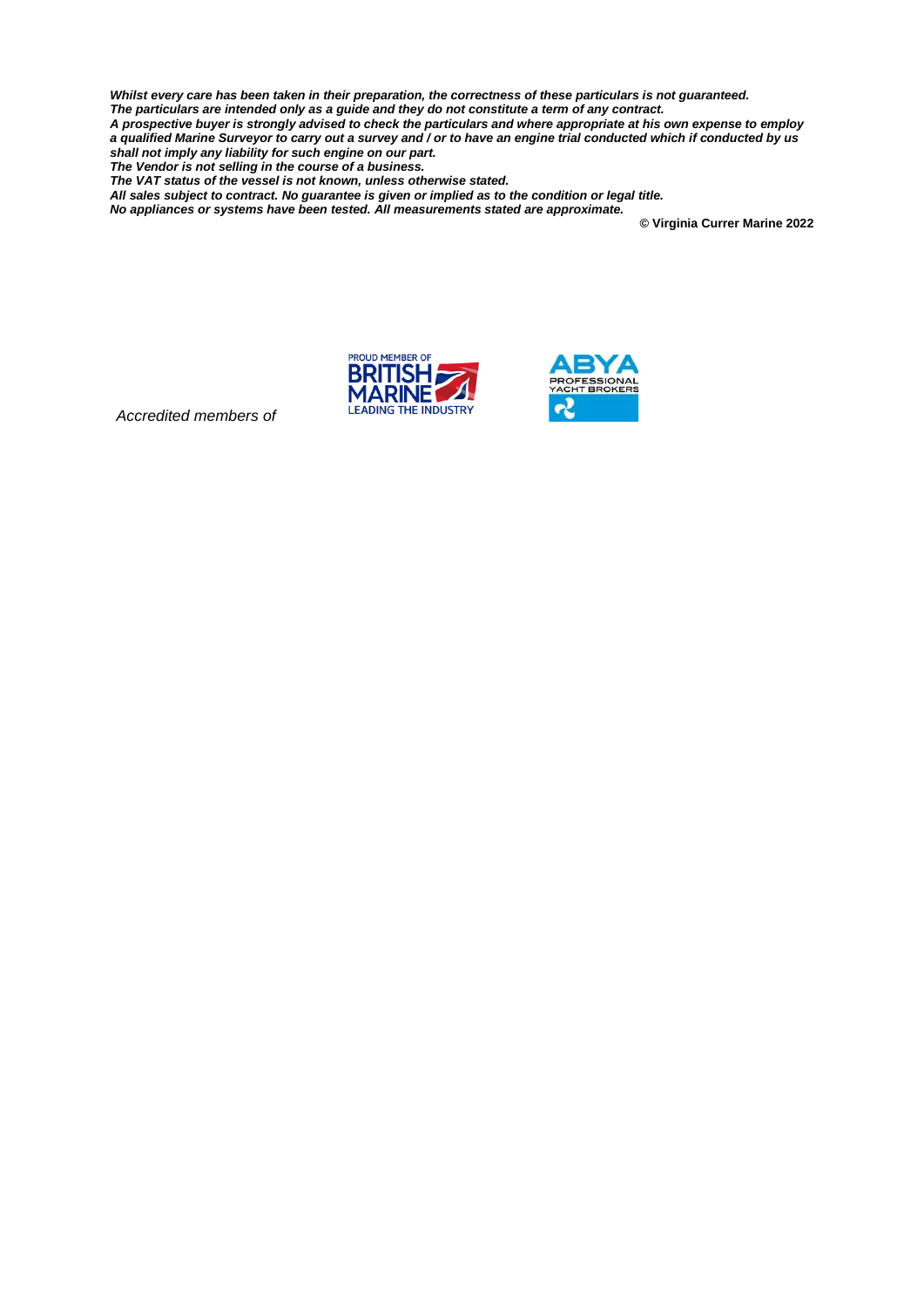***Whilst every care has been taken in their preparation, the correctness of these particulars is not guaranteed.***
***The particulars are intended only as a guide and they do not constitute a term of any contract.***
***A prospective buyer is strongly advised to check the particulars and where appropriate at his own expense to employ a qualified Marine Surveyor to carry out a survey and / or to have an engine trial conducted which if conducted by us shall not imply any liability for such engine on our part.***
***The Vendor is not selling in the course of a business.***
***The VAT status of the vessel is not known, unless otherwise stated.***
***All sales subject to contract. No guarantee is given or implied as to the condition or legal title.***
***No appliances or systems have been tested. All measurements stated are approximate.***

**© Virginia Currer Marine 2022**

*Accredited members of*

PROUD MEMBER OF BRITISH MARINE LEADING THE INDUSTRY

ABYA PROFESSIONAL YACHT BROKERS